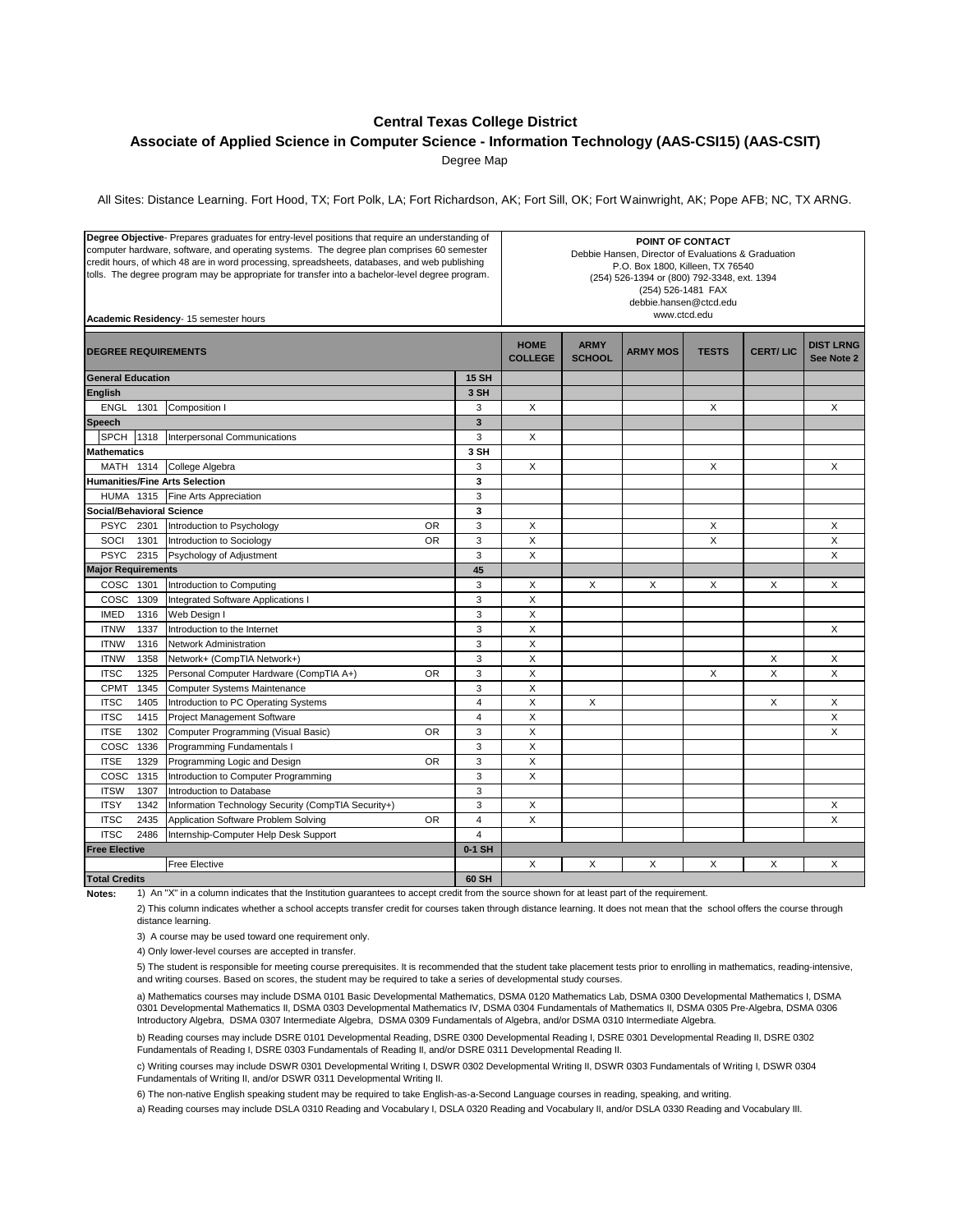# Central Texas College District

## Associate of Applied Science in Computer Science - Information Technology (AAS-CSI15) (AAS-CSIT)

Degree Map

All Sites: Distance Learning. Fort Hood, TX; Fort Polk, LA; Fort Richardson, AK; Fort Sill, OK; Fort Wainwright, AK; Pope AFB; NC, TX ARNG.

**Degree Objective**- Prepares graduates for entry-level positions that require an understanding of computer hardware, software, and operating systems. The degree plan comprises 60 semester credit hours, of which 48 are in word processing, spreadsheets, databases, and web publishing tolls. The degree program may be appropriate for transfer into a bachelor-level degree program.

**Academic Residency**- 15 semester hours

**POINT OF CONTACT**
Debbie Hansen, Director of Evaluations & Graduation
P.O. Box 1800, Killeen, TX 76540
(254) 526-1394 or (800) 792-3348, ext. 1394
(254) 526-1481 FAX
debbie.hansen@ctcd.edu
www.ctcd.edu

| DEGREE REQUIREMENTS | | | | | HOME COLLEGE | ARMY SCHOOL | ARMY MOS | TESTS | CERT/ LIC | DIST LRNG See Note 2 |
|---|---|---|---|---|---|---|---|---|---|---|
| **General Education** | | | | **15 SH** | | | | | | |
| **English** | | | | **3 SH** | | | | | | |
| ENGL | 1301 | Composition I | | 3 | X | | | X | | X |
| **Speech** | | | | **3** | | | | | | |
| SPCH | 1318 | Interpersonal Communications | | 3 | X | | | | | |
| **Mathematics** | | | | **3 SH** | | | | | | |
| MATH | 1314 | College Algebra | | 3 | X | | | X | | X |
| **Humanities/Fine Arts Selection** | | | | **3** | | | | | | |
| HUMA | 1315 | Fine Arts Appreciation | | 3 | | | | | | |
| **Social/Behavioral Science** | | | | **3** | | | | | | |
| PSYC | 2301 | Introduction to Psychology | OR | 3 | X | | | X | | X |
| SOCI | 1301 | Introduction to Sociology | OR | 3 | X | | | X | | X |
| PSYC | 2315 | Psychology of Adjustment | | 3 | X | | | | | X |
| **Major Requirements** | | | | **45** | | | | | | |
| COSC | 1301 | Introduction to Computing | | 3 | X | X | X | X | X | X |
| COSC | 1309 | Integrated Software Applications I | | 3 | X | | | | | |
| IMED | 1316 | Web Design I | | 3 | X | | | | | |
| ITNW | 1337 | Introduction to the Internet | | 3 | X | | | | | X |
| ITNW | 1316 | Network Administration | | 3 | X | | | | | |
| ITNW | 1358 | Network+ (CompTIA Network+) | | 3 | X | | | | X | X |
| ITSC | 1325 | Personal Computer Hardware (CompTIA A+) | OR | 3 | X | | | X | X | X |
| CPMT | 1345 | Computer Systems Maintenance | | 3 | X | | | | | |
| ITSC | 1405 | Introduction to PC Operating Systems | | 4 | X | X | | | X | X |
| ITSC | 1415 | Project Management Software | | 4 | X | | | | | X |
| ITSE | 1302 | Computer Programming (Visual Basic) | OR | 3 | X | | | | | X |
| COSC | 1336 | Programming Fundamentals I | | 3 | X | | | | | |
| ITSE | 1329 | Programming Logic and Design | OR | 3 | X | | | | | |
| COSC | 1315 | Introduction to Computer Programming | | 3 | X | | | | | |
| ITSW | 1307 | Introduction to Database | | 3 | | | | | | |
| ITSY | 1342 | Information Technology Security (CompTIA Security+) | | 3 | X | | | | | X |
| ITSC | 2435 | Application Software Problem Solving | OR | 4 | X | | | | | X |
| ITSC | 2486 | Internship-Computer Help Desk Support | | 4 | | | | | | |
| **Free Elective** | | | | **0-1 SH** | | | | | | |
| | | Free Elective | | | X | X | X | X | X | X |
| **Total Credits** | | | | **60 SH** | | | | | | |

**Notes:**

1) An "X" in a column indicates that the Institution guarantees to accept credit from the source shown for at least part of the requirement.

2) This column indicates whether a school accepts transfer credit for courses taken through distance learning. It does not mean that the school offers the course through distance learning.

3) A course may be used toward one requirement only.

4) Only lower-level courses are accepted in transfer.

5) The student is responsible for meeting course prerequisites. It is recommended that the student take placement tests prior to enrolling in mathematics, reading-intensive, and writing courses. Based on scores, the student may be required to take a series of developmental study courses.

a) Mathematics courses may include DSMA 0101 Basic Developmental Mathematics, DSMA 0120 Mathematics Lab, DSMA 0300 Developmental Mathematics I, DSMA 0301 Developmental Mathematics II, DSMA 0303 Developmental Mathematics IV, DSMA 0304 Fundamentals of Mathematics II, DSMA 0305 Pre-Algebra, DSMA 0306 Introductory Algebra, DSMA 0307 Intermediate Algebra, DSMA 0309 Fundamentals of Algebra, and/or DSMA 0310 Intermediate Algebra.

b) Reading courses may include DSRE 0101 Developmental Reading, DSRE 0300 Developmental Reading I, DSRE 0301 Developmental Reading II, DSRE 0302 Fundamentals of Reading I, DSRE 0303 Fundamentals of Reading II, and/or DSRE 0311 Developmental Reading II.

c) Writing courses may include DSWR 0301 Developmental Writing I, DSWR 0302 Developmental Writing II, DSWR 0303 Fundamentals of Writing I, DSWR 0304 Fundamentals of Writing II, and/or DSWR 0311 Developmental Writing II.

6) The non-native English speaking student may be required to take English-as-a-Second Language courses in reading, speaking, and writing.

a) Reading courses may include DSLA 0310 Reading and Vocabulary I, DSLA 0320 Reading and Vocabulary II, and/or DSLA 0330 Reading and Vocabulary III.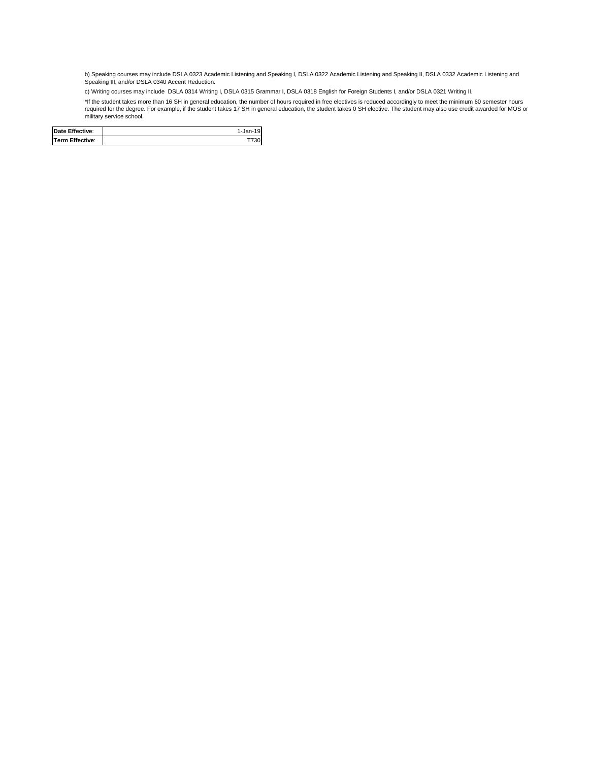b) Speaking courses may include DSLA 0323 Academic Listening and Speaking I, DSLA 0322 Academic Listening and Speaking II, DSLA 0332 Academic Listening and Speaking III, and/or DSLA 0340 Accent Reduction.

c) Writing courses may include DSLA 0314 Writing I, DSLA 0315 Grammar I, DSLA 0318 English for Foreign Students I, and/or DSLA 0321 Writing II.

*If the student takes more than 16 SH in general education, the number of hours required in free electives is reduced accordingly to meet the minimum 60 semester hours required for the degree. For example, if the student takes 17 SH in general education, the student takes 0 SH elective. The student may also use credit awarded for MOS or military service school.

| | |
|---|---|
| **Date Effective**: | 1-Jan-19 |
| **Term Effective**: | T730 |